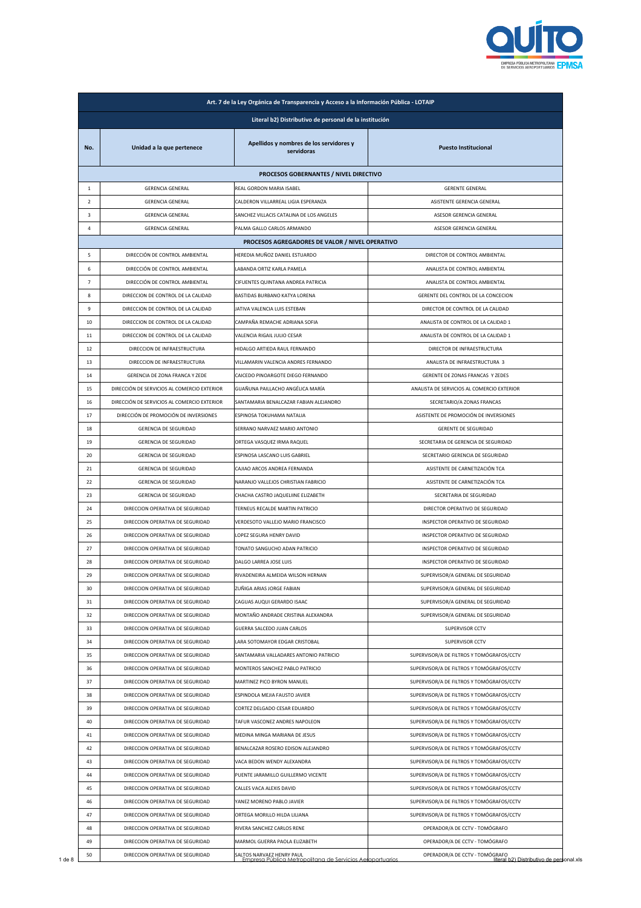| Art. 7 de la Ley Orgánica de Transparencia y Acceso a la Información Pública - LOTAIP | | | |
|---|---|---|---|
| Literal b2) Distributivo de personal de la institución | | | |
| No. | Unidad a la que pertenece | Apellidos y nombres de los servidores y servidoras | Puesto Institucional |
| PROCESOS GOBERNANTES / NIVEL DIRECTIVO | | | |
| 1 | GERENCIA GENERAL | REAL GORDON MARIA ISABEL | GERENTE GENERAL |
| 2 | GERENCIA GENERAL | CALDERON VILLARREAL LIGIA ESPERANZA | ASISTENTE GERENCIA GENERAL |
| 3 | GERENCIA GENERAL | SANCHEZ VILLACIS CATALINA DE LOS ANGELES | ASESOR GERENCIA GENERAL |
| 4 | GERENCIA GENERAL | PALMA GALLO CARLOS ARMANDO | ASESOR GERENCIA GENERAL |
| PROCESOS AGREGADORES DE VALOR / NIVEL OPERATIVO | | | |
| 5 | DIRECCIÓN DE CONTROL AMBIENTAL | HEREDIA MUÑOZ DANIEL ESTUARDO | DIRECTOR DE CONTROL AMBIENTAL |
| 6 | DIRECCIÓN DE CONTROL AMBIENTAL | LABANDA ORTIZ KARLA PAMELA | ANALISTA DE CONTROL AMBIENTAL |
| 7 | DIRECCIÓN DE CONTROL AMBIENTAL | CIFUENTES QUINTANA ANDREA PATRICIA | ANALISTA DE CONTROL AMBIENTAL |
| 8 | DIRECCION DE CONTROL DE LA CALIDAD | BASTIDAS BURBANO KATYA LORENA | GERENTE DEL CONTROL DE LA CONCECION |
| 9 | DIRECCION DE CONTROL DE LA CALIDAD | JATIVA VALENCIA LUIS ESTEBAN | DIRECTOR DE CONTROL DE LA CALIDAD |
| 10 | DIRECCION DE CONTROL DE LA CALIDAD | CAMPAÑA REMACHE ADRIANA SOFIA | ANALISTA DE CONTROL DE LA CALIDAD 1 |
| 11 | DIRECCION DE CONTROL DE LA CALIDAD | VALENCIA RIGAIL JULIO CESAR | ANALISTA DE CONTROL DE LA CALIDAD 1 |
| 12 | DIRECCION DE INFRAESTRUCTURA | HIDALGO ARTIEDA RAUL FERNANDO | DIRECTOR DE INFRAESTRUCTURA |
| 13 | DIRECCION DE INFRAESTRUCTURA | VILLAMARIN VALENCIA ANDRES FERNANDO | ANALISTA DE INFRAESTRUCTURA 3 |
| 14 | GERENCIA DE ZONA FRANCA Y ZEDE | CAICEDO PINOARGOTE DIEGO FERNANDO | GERENTE DE ZONAS FRANCAS Y ZEDES |
| 15 | DIRECCIÓN DE SERVICIOS AL COMERCIO EXTERIOR | GUAÑUNA PAILLACHO ANGÉLICA MARÍA | ANALISTA DE SERVICIOS AL COMERCIO EXTERIOR |
| 16 | DIRECCIÓN DE SERVICIOS AL COMERCIO EXTERIOR | SANTAMARIA BENALCAZAR FABIAN ALEJANDRO | SECRETARIO/A ZONAS FRANCAS |
| 17 | DIRECCIÓN DE PROMOCIÓN DE INVERSIONES | ESPINOSA TOKUHAMA NATALIA | ASISTENTE DE PROMOCIÓN DE INVERSIONES |
| 18 | GERENCIA DE SEGURIDAD | SERRANO NARVAEZ MARIO ANTONIO | GERENTE DE SEGURIDAD |
| 19 | GERENCIA DE SEGURIDAD | ORTEGA VASQUEZ IRMA RAQUEL | SECRETARIA DE GERENCIA DE SEGURIDAD |
| 20 | GERENCIA DE SEGURIDAD | ESPINOSA LASCANO LUIS GABRIEL | SECRETARIO GERENCIA DE SEGURIDAD |
| 21 | GERENCIA DE SEGURIDAD | CAJIAO ARCOS ANDREA FERNANDA | ASISTENTE DE CARNETIZACIÓN TCA |
| 22 | GERENCIA DE SEGURIDAD | NARANJO VALLEJOS CHRISTIAN FABRICIO | ASISTENTE DE CARNETIZACIÓN TCA |
| 23 | GERENCIA DE SEGURIDAD | CHACHA CASTRO JAQUELIINE ELIZABETH | SECRETARIA DE SEGURIDAD |
| 24 | DIRECCION OPERATIVA DE SEGURIDAD | TERNEUS RECALDE MARTIN PATRICIO | DIRECTOR OPERATIVO DE SEGURIDAD |
| 25 | DIRECCION OPERATIVA DE SEGURIDAD | VERDESOTO VALLEJO MARIO FRANCISCO | INSPECTOR OPERATIVO DE SEGURIDAD |
| 26 | DIRECCION OPERATIVA DE SEGURIDAD | LOPEZ SEGURA HENRY DAVID | INSPECTOR OPERATIVO DE SEGURIDAD |
| 27 | DIRECCION OPERATIVA DE SEGURIDAD | TONATO SANGUCHO ADAN PATRICIO | INSPECTOR OPERATIVO DE SEGURIDAD |
| 28 | DIRECCION OPERATIVA DE SEGURIDAD | DALGO LARREA JOSE LUIS | INSPECTOR OPERATIVO DE SEGURIDAD |
| 29 | DIRECCION OPERATIVA DE SEGURIDAD | RIVADENEIRA ALMEIDA WILSON HERNAN | SUPERVISOR/A GENERAL DE SEGURIDAD |
| 30 | DIRECCION OPERATIVA DE SEGURIDAD | ZUÑIGA ARIAS JORGE FABIAN | SUPERVISOR/A GENERAL DE SEGURIDAD |
| 31 | DIRECCION OPERATIVA DE SEGURIDAD | CAGUAS AUQUI GERARDO ISAAC | SUPERVISOR/A GENERAL DE SEGURIDAD |
| 32 | DIRECCION OPERATIVA DE SEGURIDAD | MONTAÑO ANDRADE CRISTINA ALEXANDRA | SUPERVISOR/A GENERAL DE SEGURIDAD |
| 33 | DIRECCION OPERATIVA DE SEGURIDAD | GUERRA SALCEDO JUAN CARLOS | SUPERVISOR CCTV |
| 34 | DIRECCION OPERATIVA DE SEGURIDAD | LARA SOTOMAYOR EDGAR CRISTOBAL | SUPERVISOR CCTV |
| 35 | DIRECCION OPERATIVA DE SEGURIDAD | SANTAMARIA VALLADARES ANTONIO PATRICIO | SUPERVISOR/A DE FILTROS Y TOMÓGRAFOS/CCTV |
| 36 | DIRECCION OPERATIVA DE SEGURIDAD | MONTEROS SANCHEZ PABLO PATRICIO | SUPERVISOR/A DE FILTROS Y TOMÓGRAFOS/CCTV |
| 37 | DIRECCION OPERATIVA DE SEGURIDAD | MARTINEZ PICO BYRON MANUEL | SUPERVISOR/A DE FILTROS Y TOMÓGRAFOS/CCTV |
| 38 | DIRECCION OPERATIVA DE SEGURIDAD | ESPINDOLA MEJIA FAUSTO JAVIER | SUPERVISOR/A DE FILTROS Y TOMÓGRAFOS/CCTV |
| 39 | DIRECCION OPERATIVA DE SEGURIDAD | CORTEZ DELGADO CESAR EDUARDO | SUPERVISOR/A DE FILTROS Y TOMÓGRAFOS/CCTV |
| 40 | DIRECCION OPERATIVA DE SEGURIDAD | TAFUR VASCONEZ ANDRES NAPOLEON | SUPERVISOR/A DE FILTROS Y TOMÓGRAFOS/CCTV |
| 41 | DIRECCION OPERATIVA DE SEGURIDAD | MEDINA MINGA MARIANA DE JESUS | SUPERVISOR/A DE FILTROS Y TOMÓGRAFOS/CCTV |
| 42 | DIRECCION OPERATIVA DE SEGURIDAD | BENALCAZAR ROSERO EDISON ALEJANDRO | SUPERVISOR/A DE FILTROS Y TOMÓGRAFOS/CCTV |
| 43 | DIRECCION OPERATIVA DE SEGURIDAD | VACA BEDON WENDY ALEXANDRA | SUPERVISOR/A DE FILTROS Y TOMÓGRAFOS/CCTV |
| 44 | DIRECCION OPERATIVA DE SEGURIDAD | PUENTE JARAMILLO GUILLERMO VICENTE | SUPERVISOR/A DE FILTROS Y TOMÓGRAFOS/CCTV |
| 45 | DIRECCION OPERATIVA DE SEGURIDAD | CALLES VACA ALEXIS DAVID | SUPERVISOR/A DE FILTROS Y TOMÓGRAFOS/CCTV |
| 46 | DIRECCION OPERATIVA DE SEGURIDAD | YANEZ MORENO PABLO JAVIER | SUPERVISOR/A DE FILTROS Y TOMÓGRAFOS/CCTV |
| 47 | DIRECCION OPERATIVA DE SEGURIDAD | ORTEGA MORILLO HILDA LILIANA | SUPERVISOR/A DE FILTROS Y TOMÓGRAFOS/CCTV |
| 48 | DIRECCION OPERATIVA DE SEGURIDAD | RIVERA SANCHEZ CARLOS RENE | OPERADOR/A DE CCTV - TOMÓGRAFO |
| 49 | DIRECCION OPERATIVA DE SEGURIDAD | MARMOL GUERRA PAOLA ELIZABETH | OPERADOR/A DE CCTV - TOMÓGRAFO |
| 50 | DIRECCION OPERATIVA DE SEGURIDAD | SALTOS NARVAEZ HENRY PAUL | OPERADOR/A DE CCTV - TOMÓGRAFO |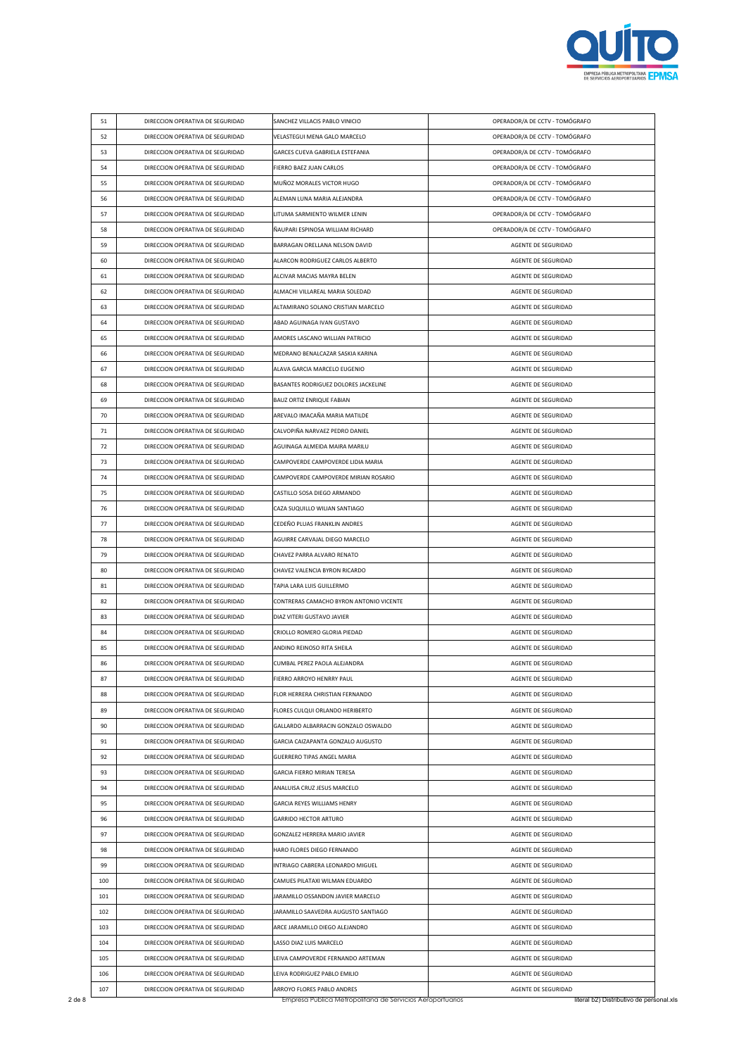| 51 | DIRECCION OPERATIVA DE SEGURIDAD | SANCHEZ VILLACIS PABLO VINICIO | OPERADOR/A DE CCTV - TOMÓGRAFO |
|---|---|---|---|
| 52 | DIRECCION OPERATIVA DE SEGURIDAD | VELASTEGUI MENA GALO MARCELO | OPERADOR/A DE CCTV - TOMÓGRAFO |
| 53 | DIRECCION OPERATIVA DE SEGURIDAD | GARCES CUEVA GABRIELA ESTEFANIA | OPERADOR/A DE CCTV - TOMÓGRAFO |
| 54 | DIRECCION OPERATIVA DE SEGURIDAD | FIERRO BAEZ JUAN CARLOS | OPERADOR/A DE CCTV - TOMÓGRAFO |
| 55 | DIRECCION OPERATIVA DE SEGURIDAD | MUÑOZ MORALES VICTOR HUGO | OPERADOR/A DE CCTV - TOMÓGRAFO |
| 56 | DIRECCION OPERATIVA DE SEGURIDAD | ALEMAN LUNA MARIA ALEJANDRA | OPERADOR/A DE CCTV - TOMÓGRAFO |
| 57 | DIRECCION OPERATIVA DE SEGURIDAD | LITUMA SARMIENTO WILMER LENIN | OPERADOR/A DE CCTV - TOMÓGRAFO |
| 58 | DIRECCION OPERATIVA DE SEGURIDAD | ÑAUPARI ESPINOSA WILLIAM RICHARD | OPERADOR/A DE CCTV - TOMÓGRAFO |
| 59 | DIRECCION OPERATIVA DE SEGURIDAD | BARRAGAN ORELLANA NELSON DAVID | AGENTE DE SEGURIDAD |
| 60 | DIRECCION OPERATIVA DE SEGURIDAD | ALARCON RODRIGUEZ CARLOS ALBERTO | AGENTE DE SEGURIDAD |
| 61 | DIRECCION OPERATIVA DE SEGURIDAD | ALCIVAR MACIAS MAYRA BELEN | AGENTE DE SEGURIDAD |
| 62 | DIRECCION OPERATIVA DE SEGURIDAD | ALMACHI VILLAREAL MARIA SOLEDAD | AGENTE DE SEGURIDAD |
| 63 | DIRECCION OPERATIVA DE SEGURIDAD | ALTAMIRANO SOLANO CRISTIAN MARCELO | AGENTE DE SEGURIDAD |
| 64 | DIRECCION OPERATIVA DE SEGURIDAD | ABAD AGUINAGA IVAN GUSTAVO | AGENTE DE SEGURIDAD |
| 65 | DIRECCION OPERATIVA DE SEGURIDAD | AMORES LASCANO WILLIAN PATRICIO | AGENTE DE SEGURIDAD |
| 66 | DIRECCION OPERATIVA DE SEGURIDAD | MEDRANO BENALCAZAR SASKIA KARINA | AGENTE DE SEGURIDAD |
| 67 | DIRECCION OPERATIVA DE SEGURIDAD | ALAVA GARCIA MARCELO EUGENIO | AGENTE DE SEGURIDAD |
| 68 | DIRECCION OPERATIVA DE SEGURIDAD | BASANTES RODRIGUEZ DOLORES JACKELINE | AGENTE DE SEGURIDAD |
| 69 | DIRECCION OPERATIVA DE SEGURIDAD | BAUZ ORTIZ ENRIQUE FABIAN | AGENTE DE SEGURIDAD |
| 70 | DIRECCION OPERATIVA DE SEGURIDAD | AREVALO IMACAÑA MARIA MATILDE | AGENTE DE SEGURIDAD |
| 71 | DIRECCION OPERATIVA DE SEGURIDAD | CALVOPIÑA NARVAEZ PEDRO DANIEL | AGENTE DE SEGURIDAD |
| 72 | DIRECCION OPERATIVA DE SEGURIDAD | AGUINAGA ALMEIDA MAIRA MARILU | AGENTE DE SEGURIDAD |
| 73 | DIRECCION OPERATIVA DE SEGURIDAD | CAMPOVERDE CAMPOVERDE LIDIA MARIA | AGENTE DE SEGURIDAD |
| 74 | DIRECCION OPERATIVA DE SEGURIDAD | CAMPOVERDE CAMPOVERDE MIRIAN ROSARIO | AGENTE DE SEGURIDAD |
| 75 | DIRECCION OPERATIVA DE SEGURIDAD | CASTILLO SOSA DIEGO ARMANDO | AGENTE DE SEGURIDAD |
| 76 | DIRECCION OPERATIVA DE SEGURIDAD | CAZA SUQUILLO WILIAN SANTIAGO | AGENTE DE SEGURIDAD |
| 77 | DIRECCION OPERATIVA DE SEGURIDAD | CEDEÑO PLUAS FRANKLIN ANDRES | AGENTE DE SEGURIDAD |
| 78 | DIRECCION OPERATIVA DE SEGURIDAD | AGUIRRE CARVAJAL DIEGO MARCELO | AGENTE DE SEGURIDAD |
| 79 | DIRECCION OPERATIVA DE SEGURIDAD | CHAVEZ PARRA ALVARO RENATO | AGENTE DE SEGURIDAD |
| 80 | DIRECCION OPERATIVA DE SEGURIDAD | CHAVEZ VALENCIA BYRON RICARDO | AGENTE DE SEGURIDAD |
| 81 | DIRECCION OPERATIVA DE SEGURIDAD | TAPIA LARA LUIS GUILLERMO | AGENTE DE SEGURIDAD |
| 82 | DIRECCION OPERATIVA DE SEGURIDAD | CONTRERAS CAMACHO BYRON ANTONIO VICENTE | AGENTE DE SEGURIDAD |
| 83 | DIRECCION OPERATIVA DE SEGURIDAD | DIAZ VITERI GUSTAVO JAVIER | AGENTE DE SEGURIDAD |
| 84 | DIRECCION OPERATIVA DE SEGURIDAD | CRIOLLO ROMERO GLORIA PIEDAD | AGENTE DE SEGURIDAD |
| 85 | DIRECCION OPERATIVA DE SEGURIDAD | ANDINO REINOSO RITA SHEILA | AGENTE DE SEGURIDAD |
| 86 | DIRECCION OPERATIVA DE SEGURIDAD | CUMBAL PEREZ PAOLA ALEJANDRA | AGENTE DE SEGURIDAD |
| 87 | DIRECCION OPERATIVA DE SEGURIDAD | FIERRO ARROYO HENRRY PAUL | AGENTE DE SEGURIDAD |
| 88 | DIRECCION OPERATIVA DE SEGURIDAD | FLOR HERRERA CHRISTIAN FERNANDO | AGENTE DE SEGURIDAD |
| 89 | DIRECCION OPERATIVA DE SEGURIDAD | FLORES CULQUI ORLANDO HERIBERTO | AGENTE DE SEGURIDAD |
| 90 | DIRECCION OPERATIVA DE SEGURIDAD | GALLARDO ALBARRACIN GONZALO OSWALDO | AGENTE DE SEGURIDAD |
| 91 | DIRECCION OPERATIVA DE SEGURIDAD | GARCIA CAIZAPANTA GONZALO AUGUSTO | AGENTE DE SEGURIDAD |
| 92 | DIRECCION OPERATIVA DE SEGURIDAD | GUERRERO TIPAS ANGEL MARIA | AGENTE DE SEGURIDAD |
| 93 | DIRECCION OPERATIVA DE SEGURIDAD | GARCIA FIERRO MIRIAN TERESA | AGENTE DE SEGURIDAD |
| 94 | DIRECCION OPERATIVA DE SEGURIDAD | ANALUISA CRUZ JESUS MARCELO | AGENTE DE SEGURIDAD |
| 95 | DIRECCION OPERATIVA DE SEGURIDAD | GARCIA REYES WILLIAMS HENRY | AGENTE DE SEGURIDAD |
| 96 | DIRECCION OPERATIVA DE SEGURIDAD | GARRIDO HECTOR ARTURO | AGENTE DE SEGURIDAD |
| 97 | DIRECCION OPERATIVA DE SEGURIDAD | GONZALEZ HERRERA MARIO JAVIER | AGENTE DE SEGURIDAD |
| 98 | DIRECCION OPERATIVA DE SEGURIDAD | HARO FLORES DIEGO FERNANDO | AGENTE DE SEGURIDAD |
| 99 | DIRECCION OPERATIVA DE SEGURIDAD | INTRIAGO CABRERA LEONARDO MIGUEL | AGENTE DE SEGURIDAD |
| 100 | DIRECCION OPERATIVA DE SEGURIDAD | CAMUES PILATAXI WILMAN EDUARDO | AGENTE DE SEGURIDAD |
| 101 | DIRECCION OPERATIVA DE SEGURIDAD | JARAMILLO OSSANDON JAVIER MARCELO | AGENTE DE SEGURIDAD |
| 102 | DIRECCION OPERATIVA DE SEGURIDAD | JARAMILLO SAAVEDRA AUGUSTO SANTIAGO | AGENTE DE SEGURIDAD |
| 103 | DIRECCION OPERATIVA DE SEGURIDAD | ARCE JARAMILLO DIEGO ALEJANDRO | AGENTE DE SEGURIDAD |
| 104 | DIRECCION OPERATIVA DE SEGURIDAD | LASSO DIAZ LUIS MARCELO | AGENTE DE SEGURIDAD |
| 105 | DIRECCION OPERATIVA DE SEGURIDAD | LEIVA CAMPOVERDE FERNANDO ARTEMAN | AGENTE DE SEGURIDAD |
| 106 | DIRECCION OPERATIVA DE SEGURIDAD | LEIVA RODRIGUEZ PABLO EMILIO | AGENTE DE SEGURIDAD |
| 107 | DIRECCION OPERATIVA DE SEGURIDAD | ARROYO FLORES PABLO ANDRES | AGENTE DE SEGURIDAD |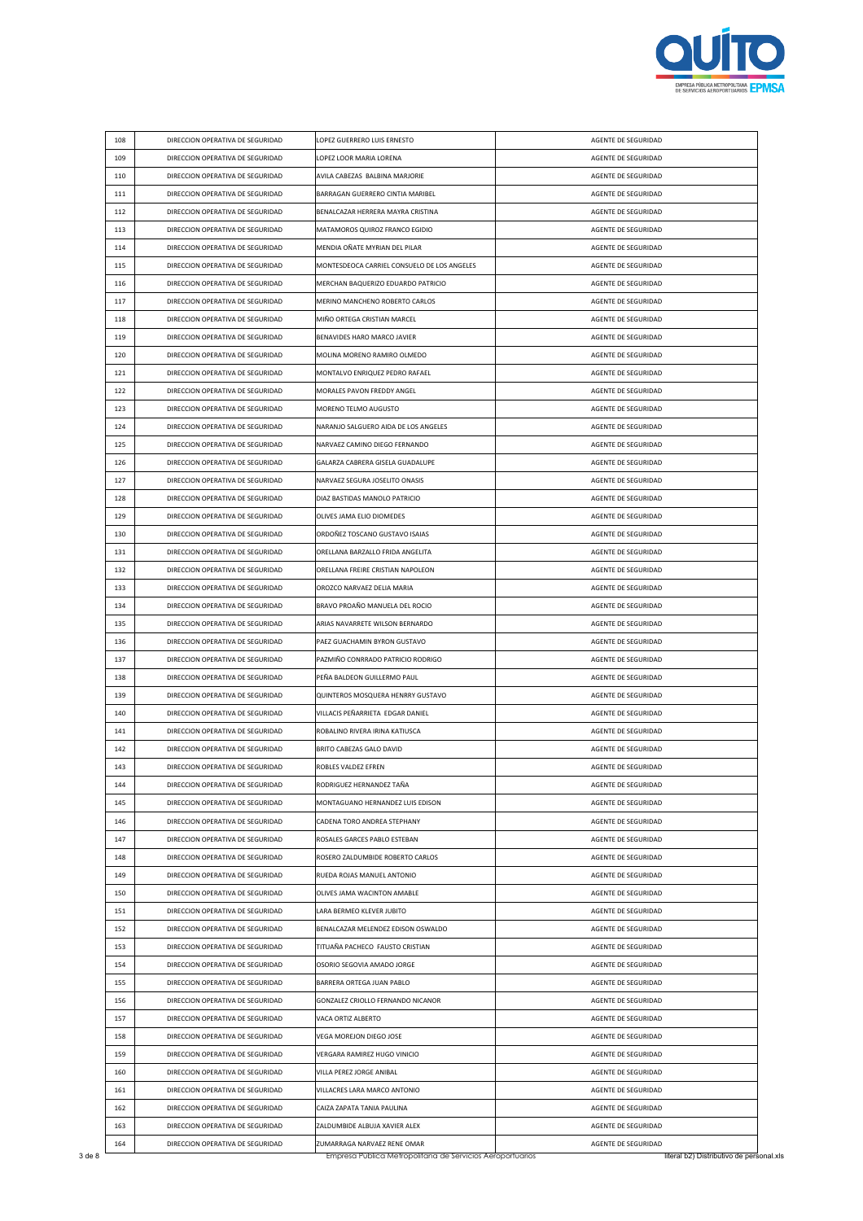| | | | |
|---|---|---|---|
| 108 | DIRECCION OPERATIVA DE SEGURIDAD | LOPEZ GUERRERO LUIS ERNESTO | AGENTE DE SEGURIDAD |
| 109 | DIRECCION OPERATIVA DE SEGURIDAD | LOPEZ LOOR MARIA LORENA | AGENTE DE SEGURIDAD |
| 110 | DIRECCION OPERATIVA DE SEGURIDAD | AVILA CABEZAS BALBINA MARJORIE | AGENTE DE SEGURIDAD |
| 111 | DIRECCION OPERATIVA DE SEGURIDAD | BARRAGAN GUERRERO CINTIA MARIBEL | AGENTE DE SEGURIDAD |
| 112 | DIRECCION OPERATIVA DE SEGURIDAD | BENALCAZAR HERRERA MAYRA CRISTINA | AGENTE DE SEGURIDAD |
| 113 | DIRECCION OPERATIVA DE SEGURIDAD | MATAMOROS QUIROZ FRANCO EGIDIO | AGENTE DE SEGURIDAD |
| 114 | DIRECCION OPERATIVA DE SEGURIDAD | MENDIA OÑATE MYRIAN DEL PILAR | AGENTE DE SEGURIDAD |
| 115 | DIRECCION OPERATIVA DE SEGURIDAD | MONTESDEOCA CARRIEL CONSUELO DE LOS ANGELES | AGENTE DE SEGURIDAD |
| 116 | DIRECCION OPERATIVA DE SEGURIDAD | MERCHAN BAQUERIZO EDUARDO PATRICIO | AGENTE DE SEGURIDAD |
| 117 | DIRECCION OPERATIVA DE SEGURIDAD | MERINO MANCHENO ROBERTO CARLOS | AGENTE DE SEGURIDAD |
| 118 | DIRECCION OPERATIVA DE SEGURIDAD | MIÑO ORTEGA CRISTIAN MARCEL | AGENTE DE SEGURIDAD |
| 119 | DIRECCION OPERATIVA DE SEGURIDAD | BENAVIDES HARO MARCO JAVIER | AGENTE DE SEGURIDAD |
| 120 | DIRECCION OPERATIVA DE SEGURIDAD | MOLINA MORENO RAMIRO OLMEDO | AGENTE DE SEGURIDAD |
| 121 | DIRECCION OPERATIVA DE SEGURIDAD | MONTALVO ENRIQUEZ PEDRO RAFAEL | AGENTE DE SEGURIDAD |
| 122 | DIRECCION OPERATIVA DE SEGURIDAD | MORALES PAVON FREDDY ANGEL | AGENTE DE SEGURIDAD |
| 123 | DIRECCION OPERATIVA DE SEGURIDAD | MORENO TELMO AUGUSTO | AGENTE DE SEGURIDAD |
| 124 | DIRECCION OPERATIVA DE SEGURIDAD | NARANJO SALGUERO AIDA DE LOS ANGELES | AGENTE DE SEGURIDAD |
| 125 | DIRECCION OPERATIVA DE SEGURIDAD | NARVAEZ CAMINO DIEGO FERNANDO | AGENTE DE SEGURIDAD |
| 126 | DIRECCION OPERATIVA DE SEGURIDAD | GALARZA CABRERA GISELA GUADALUPE | AGENTE DE SEGURIDAD |
| 127 | DIRECCION OPERATIVA DE SEGURIDAD | NARVAEZ SEGURA JOSELITO ONASIS | AGENTE DE SEGURIDAD |
| 128 | DIRECCION OPERATIVA DE SEGURIDAD | DIAZ BASTIDAS MANOLO PATRICIO | AGENTE DE SEGURIDAD |
| 129 | DIRECCION OPERATIVA DE SEGURIDAD | OLIVES JAMA ELIO DIOMEDES | AGENTE DE SEGURIDAD |
| 130 | DIRECCION OPERATIVA DE SEGURIDAD | ORDOÑEZ TOSCANO GUSTAVO ISAIAS | AGENTE DE SEGURIDAD |
| 131 | DIRECCION OPERATIVA DE SEGURIDAD | ORELLANA BARZALLO FRIDA ANGELITA | AGENTE DE SEGURIDAD |
| 132 | DIRECCION OPERATIVA DE SEGURIDAD | ORELLANA FREIRE CRISTIAN NAPOLEON | AGENTE DE SEGURIDAD |
| 133 | DIRECCION OPERATIVA DE SEGURIDAD | OROZCO NARVAEZ DELIA MARIA | AGENTE DE SEGURIDAD |
| 134 | DIRECCION OPERATIVA DE SEGURIDAD | BRAVO PROAÑO MANUELA DEL ROCIO | AGENTE DE SEGURIDAD |
| 135 | DIRECCION OPERATIVA DE SEGURIDAD | ARIAS NAVARRETE WILSON BERNARDO | AGENTE DE SEGURIDAD |
| 136 | DIRECCION OPERATIVA DE SEGURIDAD | PAEZ GUACHAMIN BYRON GUSTAVO | AGENTE DE SEGURIDAD |
| 137 | DIRECCION OPERATIVA DE SEGURIDAD | PAZMIÑO CONRRADO PATRICIO RODRIGO | AGENTE DE SEGURIDAD |
| 138 | DIRECCION OPERATIVA DE SEGURIDAD | PEÑA BALDEON GUILLERMO PAUL | AGENTE DE SEGURIDAD |
| 139 | DIRECCION OPERATIVA DE SEGURIDAD | QUINTEROS MOSQUERA HENRRY GUSTAVO | AGENTE DE SEGURIDAD |
| 140 | DIRECCION OPERATIVA DE SEGURIDAD | VILLACIS PEÑARRIETA EDGAR DANIEL | AGENTE DE SEGURIDAD |
| 141 | DIRECCION OPERATIVA DE SEGURIDAD | ROBALINO RIVERA IRINA KATIUSCA | AGENTE DE SEGURIDAD |
| 142 | DIRECCION OPERATIVA DE SEGURIDAD | BRITO CABEZAS GALO DAVID | AGENTE DE SEGURIDAD |
| 143 | DIRECCION OPERATIVA DE SEGURIDAD | ROBLES VALDEZ EFREN | AGENTE DE SEGURIDAD |
| 144 | DIRECCION OPERATIVA DE SEGURIDAD | RODRIGUEZ HERNANDEZ TAÑA | AGENTE DE SEGURIDAD |
| 145 | DIRECCION OPERATIVA DE SEGURIDAD | MONTAGUANO HERNANDEZ LUIS EDISON | AGENTE DE SEGURIDAD |
| 146 | DIRECCION OPERATIVA DE SEGURIDAD | CADENA TORO ANDREA STEPHANY | AGENTE DE SEGURIDAD |
| 147 | DIRECCION OPERATIVA DE SEGURIDAD | ROSALES GARCES PABLO ESTEBAN | AGENTE DE SEGURIDAD |
| 148 | DIRECCION OPERATIVA DE SEGURIDAD | ROSERO ZALDUMBIDE ROBERTO CARLOS | AGENTE DE SEGURIDAD |
| 149 | DIRECCION OPERATIVA DE SEGURIDAD | RUEDA ROJAS MANUEL ANTONIO | AGENTE DE SEGURIDAD |
| 150 | DIRECCION OPERATIVA DE SEGURIDAD | OLIVES JAMA WACINTON AMABLE | AGENTE DE SEGURIDAD |
| 151 | DIRECCION OPERATIVA DE SEGURIDAD | LARA BERMEO KLEVER JUBITO | AGENTE DE SEGURIDAD |
| 152 | DIRECCION OPERATIVA DE SEGURIDAD | BENALCAZAR MELENDEZ EDISON OSWALDO | AGENTE DE SEGURIDAD |
| 153 | DIRECCION OPERATIVA DE SEGURIDAD | TITUAÑA PACHECO FAUSTO CRISTIAN | AGENTE DE SEGURIDAD |
| 154 | DIRECCION OPERATIVA DE SEGURIDAD | OSORIO SEGOVIA AMADO JORGE | AGENTE DE SEGURIDAD |
| 155 | DIRECCION OPERATIVA DE SEGURIDAD | BARRERA ORTEGA JUAN PABLO | AGENTE DE SEGURIDAD |
| 156 | DIRECCION OPERATIVA DE SEGURIDAD | GONZALEZ CRIOLLO FERNANDO NICANOR | AGENTE DE SEGURIDAD |
| 157 | DIRECCION OPERATIVA DE SEGURIDAD | VACA ORTIZ ALBERTO | AGENTE DE SEGURIDAD |
| 158 | DIRECCION OPERATIVA DE SEGURIDAD | VEGA MOREJON DIEGO JOSE | AGENTE DE SEGURIDAD |
| 159 | DIRECCION OPERATIVA DE SEGURIDAD | VERGARA RAMIREZ HUGO VINICIO | AGENTE DE SEGURIDAD |
| 160 | DIRECCION OPERATIVA DE SEGURIDAD | VILLA PEREZ JORGE ANIBAL | AGENTE DE SEGURIDAD |
| 161 | DIRECCION OPERATIVA DE SEGURIDAD | VILLACRES LARA MARCO ANTONIO | AGENTE DE SEGURIDAD |
| 162 | DIRECCION OPERATIVA DE SEGURIDAD | CAIZA ZAPATA TANIA PAULINA | AGENTE DE SEGURIDAD |
| 163 | DIRECCION OPERATIVA DE SEGURIDAD | ZALDUMBIDE ALBUJA XAVIER ALEX | AGENTE DE SEGURIDAD |
| 164 | DIRECCION OPERATIVA DE SEGURIDAD | ZUMARRAGA NARVAEZ RENE OMAR | AGENTE DE SEGURIDAD |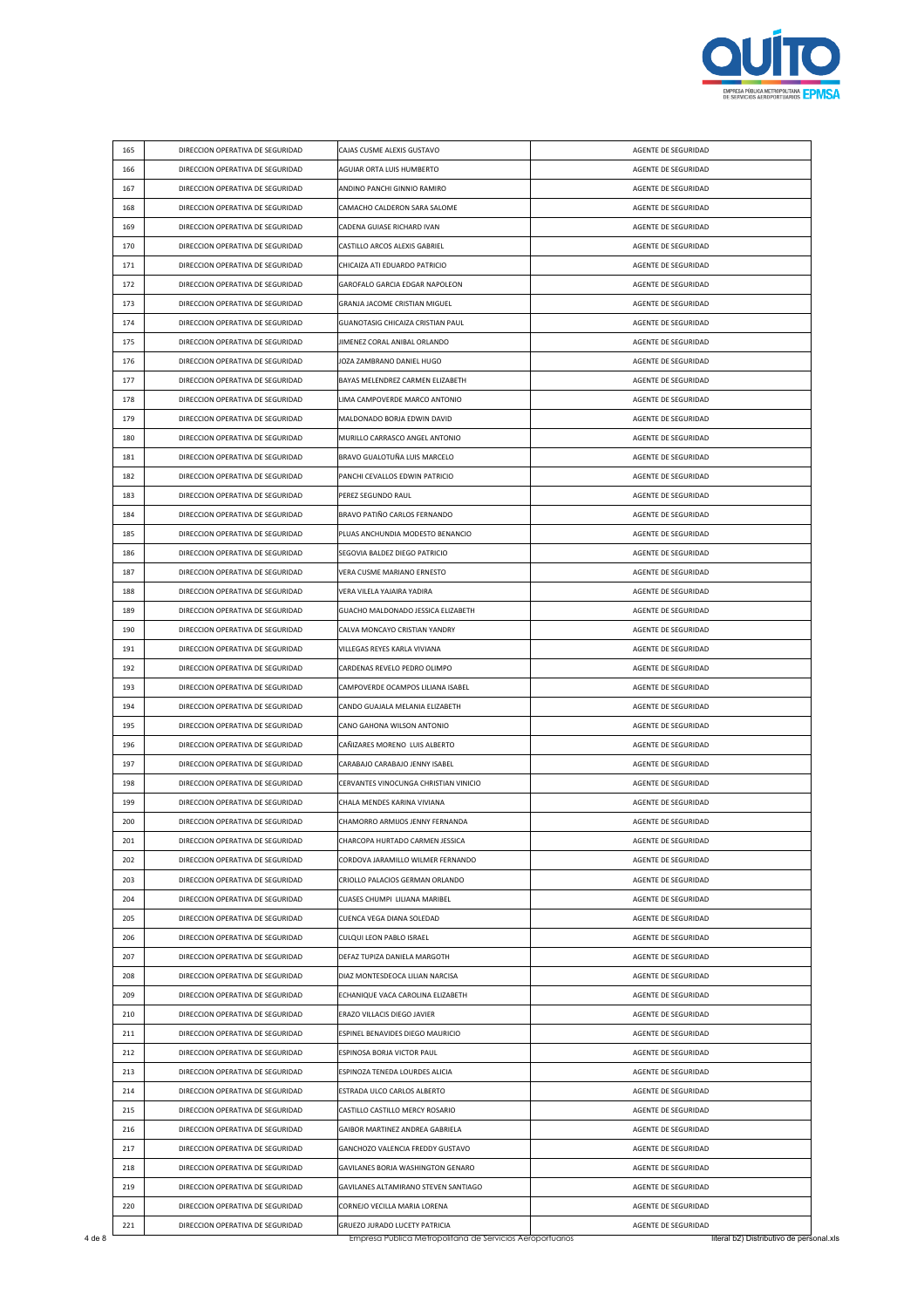| 165 | DIRECCION OPERATIVA DE SEGURIDAD | CAJAS CUSME ALEXIS GUSTAVO | AGENTE DE SEGURIDAD |
|---|---|---|---|
| 166 | DIRECCION OPERATIVA DE SEGURIDAD | AGUIAR ORTA LUIS HUMBERTO | AGENTE DE SEGURIDAD |
| 167 | DIRECCION OPERATIVA DE SEGURIDAD | ANDINO PANCHI GINNIO RAMIRO | AGENTE DE SEGURIDAD |
| 168 | DIRECCION OPERATIVA DE SEGURIDAD | CAMACHO CALDERON SARA SALOME | AGENTE DE SEGURIDAD |
| 169 | DIRECCION OPERATIVA DE SEGURIDAD | CADENA GUIASE RICHARD IVAN | AGENTE DE SEGURIDAD |
| 170 | DIRECCION OPERATIVA DE SEGURIDAD | CASTILLO ARCOS ALEXIS GABRIEL | AGENTE DE SEGURIDAD |
| 171 | DIRECCION OPERATIVA DE SEGURIDAD | CHICAIZA ATI EDUARDO PATRICIO | AGENTE DE SEGURIDAD |
| 172 | DIRECCION OPERATIVA DE SEGURIDAD | GAROFALO GARCIA EDGAR NAPOLEON | AGENTE DE SEGURIDAD |
| 173 | DIRECCION OPERATIVA DE SEGURIDAD | GRANJA JACOME CRISTIAN MIGUEL | AGENTE DE SEGURIDAD |
| 174 | DIRECCION OPERATIVA DE SEGURIDAD | GUANOTASIG CHICAIZA CRISTIAN PAUL | AGENTE DE SEGURIDAD |
| 175 | DIRECCION OPERATIVA DE SEGURIDAD | JIMENEZ CORAL ANIBAL ORLANDO | AGENTE DE SEGURIDAD |
| 176 | DIRECCION OPERATIVA DE SEGURIDAD | JOZA ZAMBRANO DANIEL HUGO | AGENTE DE SEGURIDAD |
| 177 | DIRECCION OPERATIVA DE SEGURIDAD | BAYAS MELENDREZ CARMEN ELIZABETH | AGENTE DE SEGURIDAD |
| 178 | DIRECCION OPERATIVA DE SEGURIDAD | LIMA CAMPOVERDE MARCO ANTONIO | AGENTE DE SEGURIDAD |
| 179 | DIRECCION OPERATIVA DE SEGURIDAD | MALDONADO BORJA EDWIN DAVID | AGENTE DE SEGURIDAD |
| 180 | DIRECCION OPERATIVA DE SEGURIDAD | MURILLO CARRASCO ANGEL ANTONIO | AGENTE DE SEGURIDAD |
| 181 | DIRECCION OPERATIVA DE SEGURIDAD | BRAVO GUALOTUÑA LUIS MARCELO | AGENTE DE SEGURIDAD |
| 182 | DIRECCION OPERATIVA DE SEGURIDAD | PANCHI CEVALLOS EDWIN PATRICIO | AGENTE DE SEGURIDAD |
| 183 | DIRECCION OPERATIVA DE SEGURIDAD | PEREZ SEGUNDO RAUL | AGENTE DE SEGURIDAD |
| 184 | DIRECCION OPERATIVA DE SEGURIDAD | BRAVO PATIÑO CARLOS FERNANDO | AGENTE DE SEGURIDAD |
| 185 | DIRECCION OPERATIVA DE SEGURIDAD | PLUAS ANCHUNDIA MODESTO BENANCIO | AGENTE DE SEGURIDAD |
| 186 | DIRECCION OPERATIVA DE SEGURIDAD | SEGOVIA BALDEZ DIEGO PATRICIO | AGENTE DE SEGURIDAD |
| 187 | DIRECCION OPERATIVA DE SEGURIDAD | VERA CUSME MARIANO ERNESTO | AGENTE DE SEGURIDAD |
| 188 | DIRECCION OPERATIVA DE SEGURIDAD | VERA VILELA YAJAIRA YADIRA | AGENTE DE SEGURIDAD |
| 189 | DIRECCION OPERATIVA DE SEGURIDAD | GUACHO MALDONADO JESSICA ELIZABETH | AGENTE DE SEGURIDAD |
| 190 | DIRECCION OPERATIVA DE SEGURIDAD | CALVA MONCAYO CRISTIAN YANDRY | AGENTE DE SEGURIDAD |
| 191 | DIRECCION OPERATIVA DE SEGURIDAD | VILLEGAS REYES KARLA VIVIANA | AGENTE DE SEGURIDAD |
| 192 | DIRECCION OPERATIVA DE SEGURIDAD | CARDENAS REVELO PEDRO OLIMPO | AGENTE DE SEGURIDAD |
| 193 | DIRECCION OPERATIVA DE SEGURIDAD | CAMPOVERDE OCAMPOS LILIANA ISABEL | AGENTE DE SEGURIDAD |
| 194 | DIRECCION OPERATIVA DE SEGURIDAD | CANDO GUAJALA MELANIA ELIZABETH | AGENTE DE SEGURIDAD |
| 195 | DIRECCION OPERATIVA DE SEGURIDAD | CANO GAHONA WILSON ANTONIO | AGENTE DE SEGURIDAD |
| 196 | DIRECCION OPERATIVA DE SEGURIDAD | CAÑIZARES MORENO LUIS ALBERTO | AGENTE DE SEGURIDAD |
| 197 | DIRECCION OPERATIVA DE SEGURIDAD | CARABAJO CARABAJO JENNY ISABEL | AGENTE DE SEGURIDAD |
| 198 | DIRECCION OPERATIVA DE SEGURIDAD | CERVANTES VINOCUNGA CHRISTIAN VINICIO | AGENTE DE SEGURIDAD |
| 199 | DIRECCION OPERATIVA DE SEGURIDAD | CHALA MENDES KARINA VIVIANA | AGENTE DE SEGURIDAD |
| 200 | DIRECCION OPERATIVA DE SEGURIDAD | CHAMORRO ARMIJOS JENNY FERNANDA | AGENTE DE SEGURIDAD |
| 201 | DIRECCION OPERATIVA DE SEGURIDAD | CHARCOPA HURTADO CARMEN JESSICA | AGENTE DE SEGURIDAD |
| 202 | DIRECCION OPERATIVA DE SEGURIDAD | CORDOVA JARAMILLO WILMER FERNANDO | AGENTE DE SEGURIDAD |
| 203 | DIRECCION OPERATIVA DE SEGURIDAD | CRIOLLO PALACIOS GERMAN ORLANDO | AGENTE DE SEGURIDAD |
| 204 | DIRECCION OPERATIVA DE SEGURIDAD | CUASES CHUMPI LILIANA MARIBEL | AGENTE DE SEGURIDAD |
| 205 | DIRECCION OPERATIVA DE SEGURIDAD | CUENCA VEGA DIANA SOLEDAD | AGENTE DE SEGURIDAD |
| 206 | DIRECCION OPERATIVA DE SEGURIDAD | CULQUI LEON PABLO ISRAEL | AGENTE DE SEGURIDAD |
| 207 | DIRECCION OPERATIVA DE SEGURIDAD | DEFAZ TUPIZA DANIELA MARGOTH | AGENTE DE SEGURIDAD |
| 208 | DIRECCION OPERATIVA DE SEGURIDAD | DIAZ MONTESDEOCA LILIAN NARCISA | AGENTE DE SEGURIDAD |
| 209 | DIRECCION OPERATIVA DE SEGURIDAD | ECHANIQUE VACA CAROLINA ELIZABETH | AGENTE DE SEGURIDAD |
| 210 | DIRECCION OPERATIVA DE SEGURIDAD | ERAZO VILLACIS DIEGO JAVIER | AGENTE DE SEGURIDAD |
| 211 | DIRECCION OPERATIVA DE SEGURIDAD | ESPINEL BENAVIDES DIEGO MAURICIO | AGENTE DE SEGURIDAD |
| 212 | DIRECCION OPERATIVA DE SEGURIDAD | ESPINOSA BORJA VICTOR PAUL | AGENTE DE SEGURIDAD |
| 213 | DIRECCION OPERATIVA DE SEGURIDAD | ESPINOZA TENEDA LOURDES ALICIA | AGENTE DE SEGURIDAD |
| 214 | DIRECCION OPERATIVA DE SEGURIDAD | ESTRADA ULCO CARLOS ALBERTO | AGENTE DE SEGURIDAD |
| 215 | DIRECCION OPERATIVA DE SEGURIDAD | CASTILLO CASTILLO MERCY ROSARIO | AGENTE DE SEGURIDAD |
| 216 | DIRECCION OPERATIVA DE SEGURIDAD | GAIBOR MARTINEZ ANDREA GABRIELA | AGENTE DE SEGURIDAD |
| 217 | DIRECCION OPERATIVA DE SEGURIDAD | GANCHOZO VALENCIA FREDDY GUSTAVO | AGENTE DE SEGURIDAD |
| 218 | DIRECCION OPERATIVA DE SEGURIDAD | GAVILANES BORJA WASHINGTON GENARO | AGENTE DE SEGURIDAD |
| 219 | DIRECCION OPERATIVA DE SEGURIDAD | GAVILANES ALTAMIRANO STEVEN SANTIAGO | AGENTE DE SEGURIDAD |
| 220 | DIRECCION OPERATIVA DE SEGURIDAD | CORNEJO VECILLA MARIA LORENA | AGENTE DE SEGURIDAD |
| 221 | DIRECCION OPERATIVA DE SEGURIDAD | GRUEZO JURADO LUCETY PATRICIA | AGENTE DE SEGURIDAD |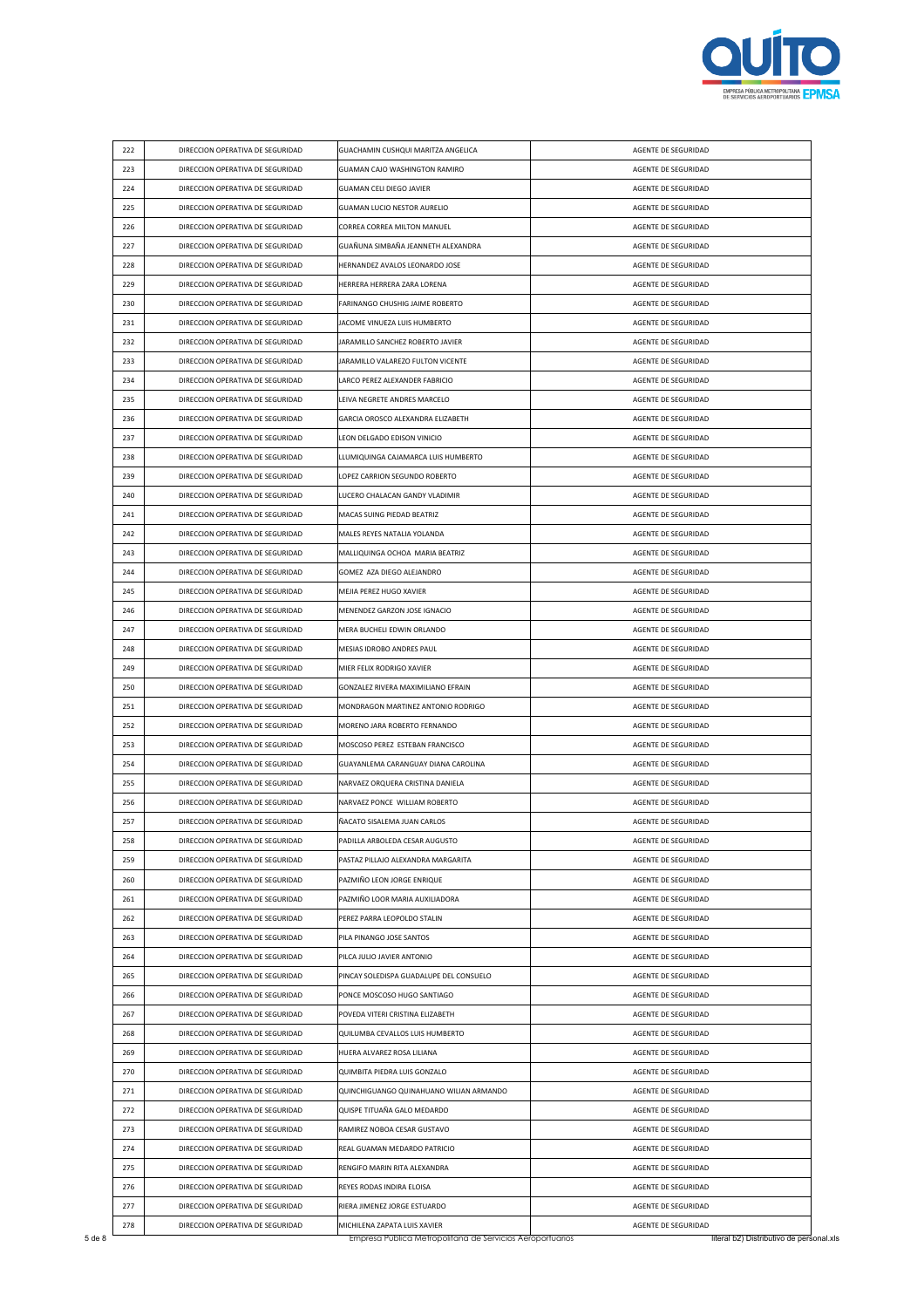| 222 | DIRECCION OPERATIVA DE SEGURIDAD | GUACHAMIN CUSHQUI MARITZA ANGELICA | AGENTE DE SEGURIDAD |
|---|---|---|---|
| 223 | DIRECCION OPERATIVA DE SEGURIDAD | GUAMAN CAJO WASHINGTON RAMIRO | AGENTE DE SEGURIDAD |
| 224 | DIRECCION OPERATIVA DE SEGURIDAD | GUAMAN CELI DIEGO JAVIER | AGENTE DE SEGURIDAD |
| 225 | DIRECCION OPERATIVA DE SEGURIDAD | GUAMAN LUCIO NESTOR AURELIO | AGENTE DE SEGURIDAD |
| 226 | DIRECCION OPERATIVA DE SEGURIDAD | CORREA CORREA MILTON MANUEL | AGENTE DE SEGURIDAD |
| 227 | DIRECCION OPERATIVA DE SEGURIDAD | GUAÑUNA SIMBAÑA JEANNETH ALEXANDRA | AGENTE DE SEGURIDAD |
| 228 | DIRECCION OPERATIVA DE SEGURIDAD | HERNANDEZ AVALOS LEONARDO JOSE | AGENTE DE SEGURIDAD |
| 229 | DIRECCION OPERATIVA DE SEGURIDAD | HERRERA HERRERA ZARA LORENA | AGENTE DE SEGURIDAD |
| 230 | DIRECCION OPERATIVA DE SEGURIDAD | FARINANGO CHUSHIG JAIME ROBERTO | AGENTE DE SEGURIDAD |
| 231 | DIRECCION OPERATIVA DE SEGURIDAD | JACOME VINUEZA LUIS HUMBERTO | AGENTE DE SEGURIDAD |
| 232 | DIRECCION OPERATIVA DE SEGURIDAD | JARAMILLO SANCHEZ ROBERTO JAVIER | AGENTE DE SEGURIDAD |
| 233 | DIRECCION OPERATIVA DE SEGURIDAD | JARAMILLO VALAREZO FULTON VICENTE | AGENTE DE SEGURIDAD |
| 234 | DIRECCION OPERATIVA DE SEGURIDAD | LARCO PEREZ ALEXANDER FABRICIO | AGENTE DE SEGURIDAD |
| 235 | DIRECCION OPERATIVA DE SEGURIDAD | LEIVA NEGRETE ANDRES MARCELO | AGENTE DE SEGURIDAD |
| 236 | DIRECCION OPERATIVA DE SEGURIDAD | GARCIA OROSCO ALEXANDRA ELIZABETH | AGENTE DE SEGURIDAD |
| 237 | DIRECCION OPERATIVA DE SEGURIDAD | LEON DELGADO EDISON VINICIO | AGENTE DE SEGURIDAD |
| 238 | DIRECCION OPERATIVA DE SEGURIDAD | LLUMIQUINGA CAJAMARCA LUIS HUMBERTO | AGENTE DE SEGURIDAD |
| 239 | DIRECCION OPERATIVA DE SEGURIDAD | LOPEZ CARRION SEGUNDO ROBERTO | AGENTE DE SEGURIDAD |
| 240 | DIRECCION OPERATIVA DE SEGURIDAD | LUCERO CHALACAN GANDY VLADIMIR | AGENTE DE SEGURIDAD |
| 241 | DIRECCION OPERATIVA DE SEGURIDAD | MACAS SUING PIEDAD BEATRIZ | AGENTE DE SEGURIDAD |
| 242 | DIRECCION OPERATIVA DE SEGURIDAD | MALES REYES NATALIA YOLANDA | AGENTE DE SEGURIDAD |
| 243 | DIRECCION OPERATIVA DE SEGURIDAD | MALLIQUINGA OCHOA MARIA BEATRIZ | AGENTE DE SEGURIDAD |
| 244 | DIRECCION OPERATIVA DE SEGURIDAD | GOMEZ AZA DIEGO ALEJANDRO | AGENTE DE SEGURIDAD |
| 245 | DIRECCION OPERATIVA DE SEGURIDAD | MEJIA PEREZ HUGO XAVIER | AGENTE DE SEGURIDAD |
| 246 | DIRECCION OPERATIVA DE SEGURIDAD | MENENDEZ GARZON JOSE IGNACIO | AGENTE DE SEGURIDAD |
| 247 | DIRECCION OPERATIVA DE SEGURIDAD | MERA BUCHELI EDWIN ORLANDO | AGENTE DE SEGURIDAD |
| 248 | DIRECCION OPERATIVA DE SEGURIDAD | MESIAS IDROBO ANDRES PAUL | AGENTE DE SEGURIDAD |
| 249 | DIRECCION OPERATIVA DE SEGURIDAD | MIER FELIX RODRIGO XAVIER | AGENTE DE SEGURIDAD |
| 250 | DIRECCION OPERATIVA DE SEGURIDAD | GONZALEZ RIVERA MAXIMILIANO EFRAIN | AGENTE DE SEGURIDAD |
| 251 | DIRECCION OPERATIVA DE SEGURIDAD | MONDRAGON MARTINEZ ANTONIO RODRIGO | AGENTE DE SEGURIDAD |
| 252 | DIRECCION OPERATIVA DE SEGURIDAD | MORENO JARA ROBERTO FERNANDO | AGENTE DE SEGURIDAD |
| 253 | DIRECCION OPERATIVA DE SEGURIDAD | MOSCOSO PEREZ ESTEBAN FRANCISCO | AGENTE DE SEGURIDAD |
| 254 | DIRECCION OPERATIVA DE SEGURIDAD | GUAYANLEMA CARANGUAY DIANA CAROLINA | AGENTE DE SEGURIDAD |
| 255 | DIRECCION OPERATIVA DE SEGURIDAD | NARVAEZ ORQUERA CRISTINA DANIELA | AGENTE DE SEGURIDAD |
| 256 | DIRECCION OPERATIVA DE SEGURIDAD | NARVAEZ PONCE WILLIAM ROBERTO | AGENTE DE SEGURIDAD |
| 257 | DIRECCION OPERATIVA DE SEGURIDAD | ÑACATO SISALEMA JUAN CARLOS | AGENTE DE SEGURIDAD |
| 258 | DIRECCION OPERATIVA DE SEGURIDAD | PADILLA ARBOLEDA CESAR AUGUSTO | AGENTE DE SEGURIDAD |
| 259 | DIRECCION OPERATIVA DE SEGURIDAD | PASTAZ PILLAJO ALEXANDRA MARGARITA | AGENTE DE SEGURIDAD |
| 260 | DIRECCION OPERATIVA DE SEGURIDAD | PAZMIÑO LEON JORGE ENRIQUE | AGENTE DE SEGURIDAD |
| 261 | DIRECCION OPERATIVA DE SEGURIDAD | PAZMIÑO LOOR MARIA AUXILIADORA | AGENTE DE SEGURIDAD |
| 262 | DIRECCION OPERATIVA DE SEGURIDAD | PEREZ PARRA LEOPOLDO STALIN | AGENTE DE SEGURIDAD |
| 263 | DIRECCION OPERATIVA DE SEGURIDAD | PILA PINANGO JOSE SANTOS | AGENTE DE SEGURIDAD |
| 264 | DIRECCION OPERATIVA DE SEGURIDAD | PILCA JULIO JAVIER ANTONIO | AGENTE DE SEGURIDAD |
| 265 | DIRECCION OPERATIVA DE SEGURIDAD | PINCAY SOLEDISPA GUADALUPE DEL CONSUELO | AGENTE DE SEGURIDAD |
| 266 | DIRECCION OPERATIVA DE SEGURIDAD | PONCE MOSCOSO HUGO SANTIAGO | AGENTE DE SEGURIDAD |
| 267 | DIRECCION OPERATIVA DE SEGURIDAD | POVEDA VITERI CRISTINA ELIZABETH | AGENTE DE SEGURIDAD |
| 268 | DIRECCION OPERATIVA DE SEGURIDAD | QUILUMBA CEVALLOS LUIS HUMBERTO | AGENTE DE SEGURIDAD |
| 269 | DIRECCION OPERATIVA DE SEGURIDAD | HUERA ALVAREZ ROSA LILIANA | AGENTE DE SEGURIDAD |
| 270 | DIRECCION OPERATIVA DE SEGURIDAD | QUIMBITA PIEDRA LUIS GONZALO | AGENTE DE SEGURIDAD |
| 271 | DIRECCION OPERATIVA DE SEGURIDAD | QUINCHIGUANGO QUINAHUANO WILIAN ARMANDO | AGENTE DE SEGURIDAD |
| 272 | DIRECCION OPERATIVA DE SEGURIDAD | QUISPE TITUAÑA GALO MEDARDO | AGENTE DE SEGURIDAD |
| 273 | DIRECCION OPERATIVA DE SEGURIDAD | RAMIREZ NOBOA CESAR GUSTAVO | AGENTE DE SEGURIDAD |
| 274 | DIRECCION OPERATIVA DE SEGURIDAD | REAL GUAMAN MEDARDO PATRICIO | AGENTE DE SEGURIDAD |
| 275 | DIRECCION OPERATIVA DE SEGURIDAD | RENGIFO MARIN RITA ALEXANDRA | AGENTE DE SEGURIDAD |
| 276 | DIRECCION OPERATIVA DE SEGURIDAD | REYES RODAS INDIRA ELOISA | AGENTE DE SEGURIDAD |
| 277 | DIRECCION OPERATIVA DE SEGURIDAD | RIERA JIMENEZ JORGE ESTUARDO | AGENTE DE SEGURIDAD |
| 278 | DIRECCION OPERATIVA DE SEGURIDAD | MICHILENA ZAPATA LUIS XAVIER | AGENTE DE SEGURIDAD |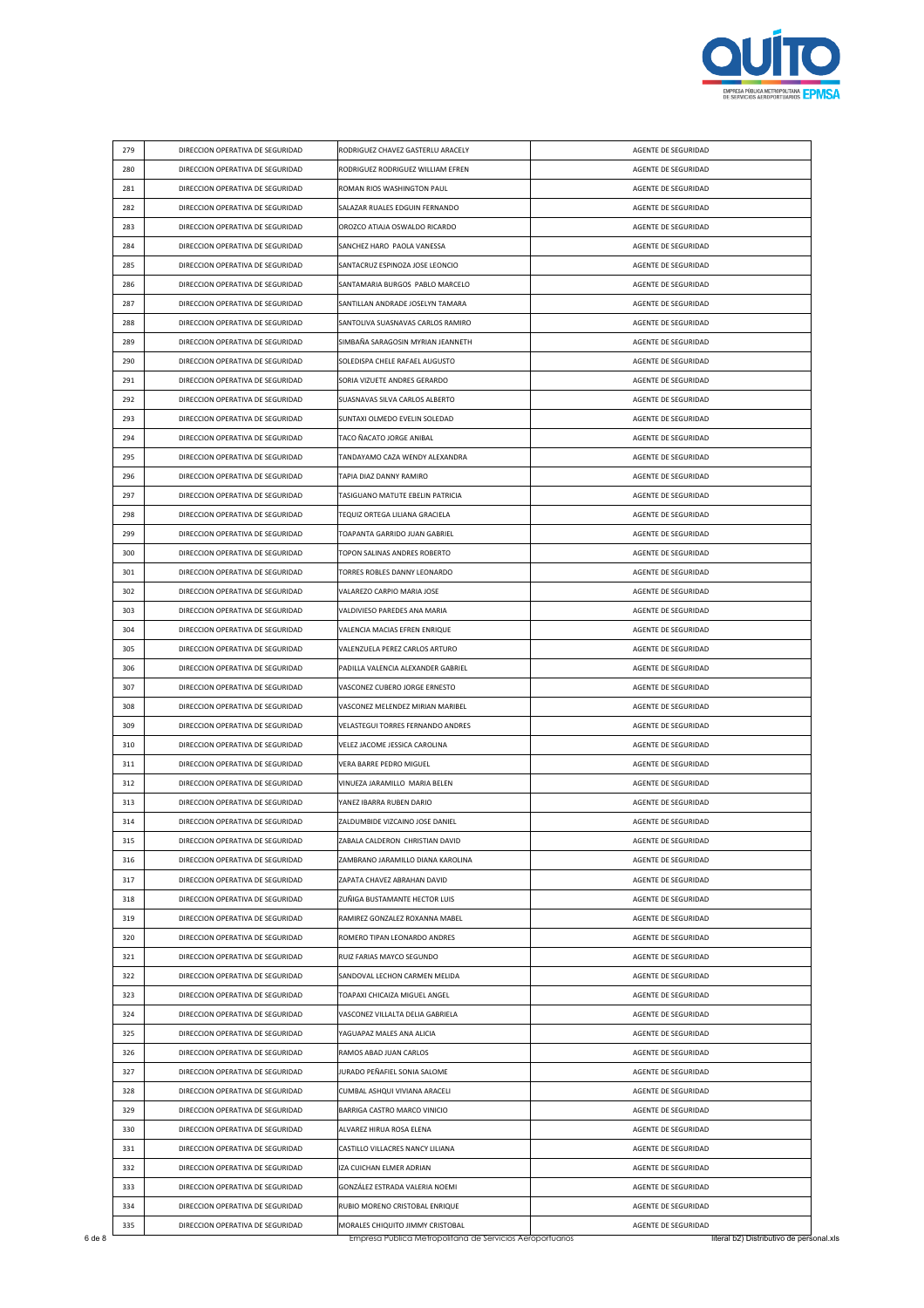| 279 | DIRECCION OPERATIVA DE SEGURIDAD | RODRIGUEZ CHAVEZ GASTERLU ARACELY | AGENTE DE SEGURIDAD |
|---|---|---|---|
| 280 | DIRECCION OPERATIVA DE SEGURIDAD | RODRIGUEZ RODRIGUEZ WILLIAM EFREN | AGENTE DE SEGURIDAD |
| 281 | DIRECCION OPERATIVA DE SEGURIDAD | ROMAN RIOS WASHINGTON PAUL | AGENTE DE SEGURIDAD |
| 282 | DIRECCION OPERATIVA DE SEGURIDAD | SALAZAR RUALES EDGUIN FERNANDO | AGENTE DE SEGURIDAD |
| 283 | DIRECCION OPERATIVA DE SEGURIDAD | OROZCO ATIAJA OSWALDO RICARDO | AGENTE DE SEGURIDAD |
| 284 | DIRECCION OPERATIVA DE SEGURIDAD | SANCHEZ HARO PAOLA VANESSA | AGENTE DE SEGURIDAD |
| 285 | DIRECCION OPERATIVA DE SEGURIDAD | SANTACRUZ ESPINOZA JOSE LEONCIO | AGENTE DE SEGURIDAD |
| 286 | DIRECCION OPERATIVA DE SEGURIDAD | SANTAMARIA BURGOS PABLO MARCELO | AGENTE DE SEGURIDAD |
| 287 | DIRECCION OPERATIVA DE SEGURIDAD | SANTILLAN ANDRADE JOSELYN TAMARA | AGENTE DE SEGURIDAD |
| 288 | DIRECCION OPERATIVA DE SEGURIDAD | SANTOLIVA SUASNAVAS CARLOS RAMIRO | AGENTE DE SEGURIDAD |
| 289 | DIRECCION OPERATIVA DE SEGURIDAD | SIMBAÑA SARAGOSIN MYRIAN JEANNETH | AGENTE DE SEGURIDAD |
| 290 | DIRECCION OPERATIVA DE SEGURIDAD | SOLEDISPA CHELE RAFAEL AUGUSTO | AGENTE DE SEGURIDAD |
| 291 | DIRECCION OPERATIVA DE SEGURIDAD | SORIA VIZUETE ANDRES GERARDO | AGENTE DE SEGURIDAD |
| 292 | DIRECCION OPERATIVA DE SEGURIDAD | SUASNAVAS SILVA CARLOS ALBERTO | AGENTE DE SEGURIDAD |
| 293 | DIRECCION OPERATIVA DE SEGURIDAD | SUNTAXI OLMEDO EVELIN SOLEDAD | AGENTE DE SEGURIDAD |
| 294 | DIRECCION OPERATIVA DE SEGURIDAD | TACO ÑACATO JORGE ANIBAL | AGENTE DE SEGURIDAD |
| 295 | DIRECCION OPERATIVA DE SEGURIDAD | TANDAYAMO CAZA WENDY ALEXANDRA | AGENTE DE SEGURIDAD |
| 296 | DIRECCION OPERATIVA DE SEGURIDAD | TAPIA DIAZ DANNY RAMIRO | AGENTE DE SEGURIDAD |
| 297 | DIRECCION OPERATIVA DE SEGURIDAD | TASIGUANO MATUTE EBELIN PATRICIA | AGENTE DE SEGURIDAD |
| 298 | DIRECCION OPERATIVA DE SEGURIDAD | TEQUIZ ORTEGA LILIANA GRACIELA | AGENTE DE SEGURIDAD |
| 299 | DIRECCION OPERATIVA DE SEGURIDAD | TOAPANTA GARRIDO JUAN GABRIEL | AGENTE DE SEGURIDAD |
| 300 | DIRECCION OPERATIVA DE SEGURIDAD | TOPON SALINAS ANDRES ROBERTO | AGENTE DE SEGURIDAD |
| 301 | DIRECCION OPERATIVA DE SEGURIDAD | TORRES ROBLES DANNY LEONARDO | AGENTE DE SEGURIDAD |
| 302 | DIRECCION OPERATIVA DE SEGURIDAD | VALAREZO CARPIO MARIA JOSE | AGENTE DE SEGURIDAD |
| 303 | DIRECCION OPERATIVA DE SEGURIDAD | VALDIVIESO PAREDES ANA MARIA | AGENTE DE SEGURIDAD |
| 304 | DIRECCION OPERATIVA DE SEGURIDAD | VALENCIA MACIAS EFREN ENRIQUE | AGENTE DE SEGURIDAD |
| 305 | DIRECCION OPERATIVA DE SEGURIDAD | VALENZUELA PEREZ CARLOS ARTURO | AGENTE DE SEGURIDAD |
| 306 | DIRECCION OPERATIVA DE SEGURIDAD | PADILLA VALENCIA ALEXANDER GABRIEL | AGENTE DE SEGURIDAD |
| 307 | DIRECCION OPERATIVA DE SEGURIDAD | VASCONEZ CUBERO JORGE ERNESTO | AGENTE DE SEGURIDAD |
| 308 | DIRECCION OPERATIVA DE SEGURIDAD | VASCONEZ MELENDEZ MIRIAN MARIBEL | AGENTE DE SEGURIDAD |
| 309 | DIRECCION OPERATIVA DE SEGURIDAD | VELASTEGUI TORRES FERNANDO ANDRES | AGENTE DE SEGURIDAD |
| 310 | DIRECCION OPERATIVA DE SEGURIDAD | VELEZ JACOME JESSICA CAROLINA | AGENTE DE SEGURIDAD |
| 311 | DIRECCION OPERATIVA DE SEGURIDAD | VERA BARRE PEDRO MIGUEL | AGENTE DE SEGURIDAD |
| 312 | DIRECCION OPERATIVA DE SEGURIDAD | VINUEZA JARAMILLO MARIA BELEN | AGENTE DE SEGURIDAD |
| 313 | DIRECCION OPERATIVA DE SEGURIDAD | YANEZ IBARRA RUBEN DARIO | AGENTE DE SEGURIDAD |
| 314 | DIRECCION OPERATIVA DE SEGURIDAD | ZALDUMBIDE VIZCAINO JOSE DANIEL | AGENTE DE SEGURIDAD |
| 315 | DIRECCION OPERATIVA DE SEGURIDAD | ZABALA CALDERON CHRISTIAN DAVID | AGENTE DE SEGURIDAD |
| 316 | DIRECCION OPERATIVA DE SEGURIDAD | ZAMBRANO JARAMILLO DIANA KAROLINA | AGENTE DE SEGURIDAD |
| 317 | DIRECCION OPERATIVA DE SEGURIDAD | ZAPATA CHAVEZ ABRAHAN DAVID | AGENTE DE SEGURIDAD |
| 318 | DIRECCION OPERATIVA DE SEGURIDAD | ZUÑIGA BUSTAMANTE HECTOR LUIS | AGENTE DE SEGURIDAD |
| 319 | DIRECCION OPERATIVA DE SEGURIDAD | RAMIREZ GONZALEZ ROXANNA MABEL | AGENTE DE SEGURIDAD |
| 320 | DIRECCION OPERATIVA DE SEGURIDAD | ROMERO TIPAN LEONARDO ANDRES | AGENTE DE SEGURIDAD |
| 321 | DIRECCION OPERATIVA DE SEGURIDAD | RUIZ FARIAS MAYCO SEGUNDO | AGENTE DE SEGURIDAD |
| 322 | DIRECCION OPERATIVA DE SEGURIDAD | SANDOVAL LECHON CARMEN MELIDA | AGENTE DE SEGURIDAD |
| 323 | DIRECCION OPERATIVA DE SEGURIDAD | TOAPAXI CHICAIZA MIGUEL ANGEL | AGENTE DE SEGURIDAD |
| 324 | DIRECCION OPERATIVA DE SEGURIDAD | VASCONEZ VILLALTA DELIA GABRIELA | AGENTE DE SEGURIDAD |
| 325 | DIRECCION OPERATIVA DE SEGURIDAD | YAGUAPAZ MALES ANA ALICIA | AGENTE DE SEGURIDAD |
| 326 | DIRECCION OPERATIVA DE SEGURIDAD | RAMOS ABAD JUAN CARLOS | AGENTE DE SEGURIDAD |
| 327 | DIRECCION OPERATIVA DE SEGURIDAD | JURADO PEÑAFIEL SONIA SALOME | AGENTE DE SEGURIDAD |
| 328 | DIRECCION OPERATIVA DE SEGURIDAD | CUMBAL ASHQUI VIVIANA ARACELI | AGENTE DE SEGURIDAD |
| 329 | DIRECCION OPERATIVA DE SEGURIDAD | BARRIGA CASTRO MARCO VINICIO | AGENTE DE SEGURIDAD |
| 330 | DIRECCION OPERATIVA DE SEGURIDAD | ALVAREZ HIRUA ROSA ELENA | AGENTE DE SEGURIDAD |
| 331 | DIRECCION OPERATIVA DE SEGURIDAD | CASTILLO VILLACRES NANCY LILIANA | AGENTE DE SEGURIDAD |
| 332 | DIRECCION OPERATIVA DE SEGURIDAD | IZA CUICHAN ELMER ADRIAN | AGENTE DE SEGURIDAD |
| 333 | DIRECCION OPERATIVA DE SEGURIDAD | GONZÁLEZ ESTRADA VALERIA NOEMI | AGENTE DE SEGURIDAD |
| 334 | DIRECCION OPERATIVA DE SEGURIDAD | RUBIO MORENO CRISTOBAL ENRIQUE | AGENTE DE SEGURIDAD |
| 335 | DIRECCION OPERATIVA DE SEGURIDAD | MORALES CHIQUITO JIMMY CRISTOBAL | AGENTE DE SEGURIDAD |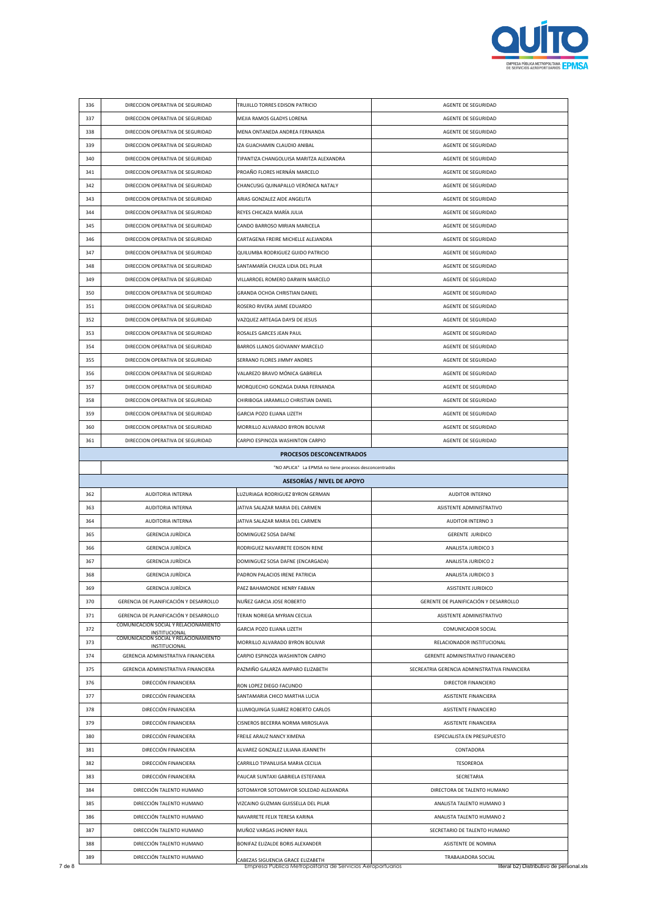| 336 | DIRECCION OPERATIVA DE SEGURIDAD | TRUJILLO TORRES EDISON PATRICIO | AGENTE DE SEGURIDAD |
|---|---|---|---|
| 337 | DIRECCION OPERATIVA DE SEGURIDAD | MEJIA RAMOS GLADYS LORENA | AGENTE DE SEGURIDAD |
| 338 | DIRECCION OPERATIVA DE SEGURIDAD | MENA ONTANEDA ANDREA FERNANDA | AGENTE DE SEGURIDAD |
| 339 | DIRECCION OPERATIVA DE SEGURIDAD | IZA GUACHAMIN CLAUDIO ANIBAL | AGENTE DE SEGURIDAD |
| 340 | DIRECCION OPERATIVA DE SEGURIDAD | TIPANTIZA CHANGOLUISA MARITZA ALEXANDRA | AGENTE DE SEGURIDAD |
| 341 | DIRECCION OPERATIVA DE SEGURIDAD | PROAÑO FLORES HERNÁN MARCELO | AGENTE DE SEGURIDAD |
| 342 | DIRECCION OPERATIVA DE SEGURIDAD | CHANCUSIG QUINAPALLO VERÓNICA NATALY | AGENTE DE SEGURIDAD |
| 343 | DIRECCION OPERATIVA DE SEGURIDAD | ARIAS GONZALEZ AIDE ANGELITA | AGENTE DE SEGURIDAD |
| 344 | DIRECCION OPERATIVA DE SEGURIDAD | REYES CHICAIZA MARÍA JULIA | AGENTE DE SEGURIDAD |
| 345 | DIRECCION OPERATIVA DE SEGURIDAD | CANDO BARROSO MIRIAN MARICELA | AGENTE DE SEGURIDAD |
| 346 | DIRECCION OPERATIVA DE SEGURIDAD | CARTAGENA FREIRE MICHELLE ALEJANDRA | AGENTE DE SEGURIDAD |
| 347 | DIRECCION OPERATIVA DE SEGURIDAD | QUILUMBA RODRIGUEZ GUIDO PATRICIO | AGENTE DE SEGURIDAD |
| 348 | DIRECCION OPERATIVA DE SEGURIDAD | SANTAMARÍA CHUIZA LIDIA DEL PILAR | AGENTE DE SEGURIDAD |
| 349 | DIRECCION OPERATIVA DE SEGURIDAD | VILLARROEL ROMERO DARWIN MARCELO | AGENTE DE SEGURIDAD |
| 350 | DIRECCION OPERATIVA DE SEGURIDAD | GRANDA OCHOA CHRISTIAN DANIEL | AGENTE DE SEGURIDAD |
| 351 | DIRECCION OPERATIVA DE SEGURIDAD | ROSERO RIVERA JAIME EDUARDO | AGENTE DE SEGURIDAD |
| 352 | DIRECCION OPERATIVA DE SEGURIDAD | VAZQUEZ ARTEAGA DAYSI DE JESUS | AGENTE DE SEGURIDAD |
| 353 | DIRECCION OPERATIVA DE SEGURIDAD | ROSALES GARCES JEAN PAUL | AGENTE DE SEGURIDAD |
| 354 | DIRECCION OPERATIVA DE SEGURIDAD | BARROS LLANOS GIOVANNY MARCELO | AGENTE DE SEGURIDAD |
| 355 | DIRECCION OPERATIVA DE SEGURIDAD | SERRANO FLORES JIMMY ANDRES | AGENTE DE SEGURIDAD |
| 356 | DIRECCION OPERATIVA DE SEGURIDAD | VALAREZO BRAVO MÓNICA GABRIELA | AGENTE DE SEGURIDAD |
| 357 | DIRECCION OPERATIVA DE SEGURIDAD | MORQUECHO GONZAGA DIANA FERNANDA | AGENTE DE SEGURIDAD |
| 358 | DIRECCION OPERATIVA DE SEGURIDAD | CHIRIBOGA JARAMILLO CHRISTIAN DANIEL | AGENTE DE SEGURIDAD |
| 359 | DIRECCION OPERATIVA DE SEGURIDAD | GARCIA POZO ELIANA LIZETH | AGENTE DE SEGURIDAD |
| 360 | DIRECCION OPERATIVA DE SEGURIDAD | MORRILLO ALVARADO BYRON BOLIVAR | AGENTE DE SEGURIDAD |
| 361 | DIRECCION OPERATIVA DE SEGURIDAD | CARPIO ESPINOZA WASHINTON CARPIO | AGENTE DE SEGURIDAD |
| | **PROCESOS DESCONCENTRADOS** | | |
| | "NO APLICA" La EPMSA no tiene procesos desconcentrados | | |
| | **ASESORÍAS / NIVEL DE APOYO** | | |
| 362 | AUDITORIA INTERNA | LUZURIAGA RODRIGUEZ BYRON GERMAN | AUDITOR INTERNO |
| 363 | AUDITORIA INTERNA | JATIVA SALAZAR MARIA DEL CARMEN | ASISTENTE ADMINISTRATIVO |
| 364 | AUDITORIA INTERNA | JATIVA SALAZAR MARIA DEL CARMEN | AUDITOR INTERNO 3 |
| 365 | GERENCIA JURÍDICA | DOMINGUEZ SOSA DAFNE | GERENTE JURIDICO |
| 366 | GERENCIA JURÍDICA | RODRIGUEZ NAVARRETE EDISON RENE | ANALISTA JURIDICO 3 |
| 367 | GERENCIA JURÍDICA | DOMINGUEZ SOSA DAFNE (ENCARGADA) | ANALISTA JURIDICO 2 |
| 368 | GERENCIA JURÍDICA | PADRON PALACIOS IRENE PATRICIA | ANALISTA JURIDICO 3 |
| 369 | GERENCIA JURÍDICA | PAEZ BAHAMONDE HENRY FABIAN | ASISTENTE JURIDICO |
| 370 | GERENCIA DE PLANIFICACIÓN Y DESARROLLO | NUÑEZ GARCIA JOSE ROBERTO | GERENTE DE PLANIFICACIÓN Y DESARROLLO |
| 371 | GERENCIA DE PLANIFICACIÓN Y DESARROLLO | TERAN NORIEGA MYRIAN CECILIA | ASISTENTE ADMINISTRATIVO |
| 372 | COMUNICACION SOCIAL Y RELACIONAMIENTO INSTITUCIONAL | GARCIA POZO ELIANA LIZETH | COMUNICADOR SOCIAL |
| 373 | COMUNICACION SOCIAL Y RELACIONAMIENTO INSTITUCIONAL | MORRILLO ALVARADO BYRON BOLIVAR | RELACIONADOR INSTITUCIONAL |
| 374 | GERENCIA ADMINISTRATIVA FINANCIERA | CARPIO ESPINOZA WASHINTON CARPIO | GERENTE ADMINISTRATIVO FINANCIERO |
| 375 | GERENCIA ADMINISTRATIVA FINANCIERA | PAZMIÑO GALARZA AMPARO ELIZABETH | SECREATRIA GERENCIA ADMINISTRATIVA FINANCIERA |
| 376 | DIRECCIÓN FINANCIERA | RON LOPEZ DIEGO FACUNDO | DIRECTOR FINANCIERO |
| 377 | DIRECCIÓN FINANCIERA | SANTAMARIA CHICO MARTHA LUCIA | ASISTENTE FINANCIERA |
| 378 | DIRECCIÓN FINANCIERA | LLUMIQUINGA SUAREZ ROBERTO CARLOS | ASISTENTE FINANCIERO |
| 379 | DIRECCIÓN FINANCIERA | CISNEROS BECERRA NORMA MIROSLAVA | ASISTENTE FINANCIERA |
| 380 | DIRECCIÓN FINANCIERA | FREILE ARAUZ NANCY XIMENA | ESPECIALISTA EN PRESUPUESTO |
| 381 | DIRECCIÓN FINANCIERA | ALVAREZ GONZALEZ LILIANA JEANNETH | CONTADORA |
| 382 | DIRECCIÓN FINANCIERA | CARRILLO TIPANLUISA MARIA CECILIA | TESOREROA |
| 383 | DIRECCIÓN FINANCIERA | PAUCAR SUNTAXI GABRIELA ESTEFANIA | SECRETARIA |
| 384 | DIRECCIÓN TALENTO HUMANO | SOTOMAYOR SOTOMAYOR SOLEDAD ALEXANDRA | DIRECTORA DE TALENTO HUMANO |
| 385 | DIRECCIÓN TALENTO HUMANO | VIZCAINO GUZMAN GUISSELLA DEL PILAR | ANALISTA TALENTO HUMANO 3 |
| 386 | DIRECCIÓN TALENTO HUMANO | NAVARRETE FELIX TERESA KARINA | ANALISTA TALENTO HUMANO 2 |
| 387 | DIRECCIÓN TALENTO HUMANO | MUÑOZ VARGAS JHONNY RAUL | SECRETARIO DE TALENTO HUMANO |
| 388 | DIRECCIÓN TALENTO HUMANO | BONIFAZ ELIZALDE BORIS ALEXANDER | ASISTENTE DE NOMINA |
| 389 | DIRECCIÓN TALENTO HUMANO | CABEZAS SIGUENCIA GRACE ELIZABETH | TRABAJADORA SOCIAL |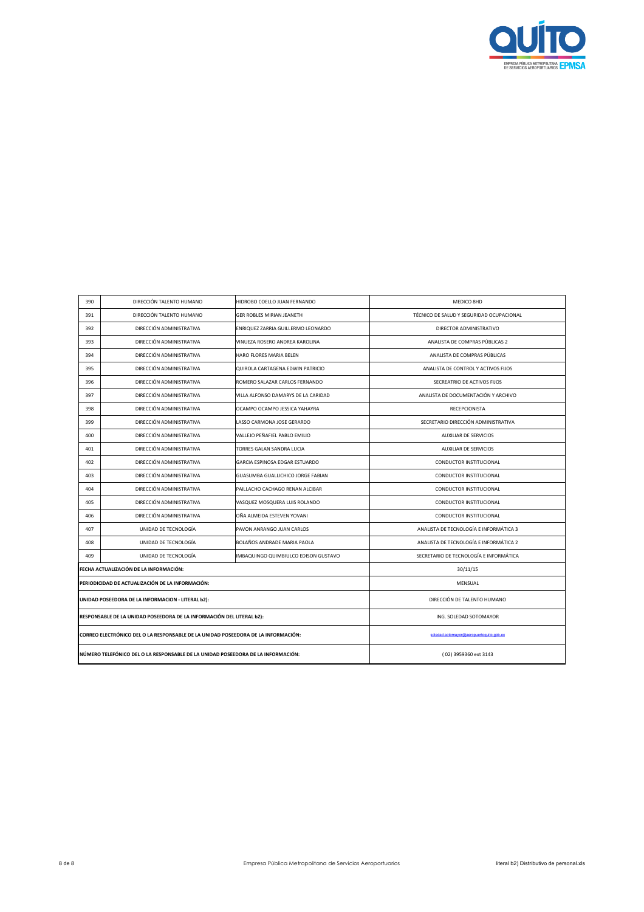| | | | |
|---|---|---|---|
| 390 | DIRECCIÓN TALENTO HUMANO | HIDROBO COELLO JUAN FERNANDO | MEDICO 8HD |
| 391 | DIRECCIÓN TALENTO HUMANO | GER ROBLES MIRIAN JEANETH | TÉCNICO DE SALUD Y SEGURIDAD OCUPACIONAL |
| 392 | DIRECCIÓN ADMINISTRATIVA | ENRIQUEZ ZARRIA GUILLERMO LEONARDO | DIRECTOR ADMINISTRATIVO |
| 393 | DIRECCIÓN ADMINISTRATIVA | VINUEZA ROSERO ANDREA KAROLINA | ANALISTA DE COMPRAS PÚBLICAS 2 |
| 394 | DIRECCIÓN ADMINISTRATIVA | HARO FLORES MARIA BELEN | ANALISTA DE COMPRAS PÚBLICAS |
| 395 | DIRECCIÓN ADMINISTRATIVA | QUIROLA CARTAGENA EDWIN PATRICIO | ANALISTA DE CONTROL Y ACTIVOS FIJOS |
| 396 | DIRECCIÓN ADMINISTRATIVA | ROMERO SALAZAR CARLOS FERNANDO | SECREATRIO DE ACTIVOS FIJOS |
| 397 | DIRECCIÓN ADMINISTRATIVA | VILLA ALFONSO DAMARYS DE LA CARIDAD | ANALISTA DE DOCUMENTACIÓN Y ARCHIVO |
| 398 | DIRECCIÓN ADMINISTRATIVA | OCAMPO OCAMPO JESSICA YAHAYRA | RECEPCIONISTA |
| 399 | DIRECCIÓN ADMINISTRATIVA | LASSO CARMONA JOSE GERARDO | SECRETARIO DIRECCIÓN ADMINISTRATIVA |
| 400 | DIRECCIÓN ADMINISTRATIVA | VALLEJO PEÑAFIEL PABLO EMILIO | AUXILIAR DE SERVICIOS |
| 401 | DIRECCIÓN ADMINISTRATIVA | TORRES GALAN SANDRA LUCIA | AUXILIAR DE SERVICIOS |
| 402 | DIRECCIÓN ADMINISTRATIVA | GARCIA ESPINOSA EDGAR ESTUARDO | CONDUCTOR INSTITUCIONAL |
| 403 | DIRECCIÓN ADMINISTRATIVA | GUASUMBA GUALLICHICO JORGE FABIAN | CONDUCTOR INSTITUCIONAL |
| 404 | DIRECCIÓN ADMINISTRATIVA | PAILLACHO CACHAGO RENAN ALCIBAR | CONDUCTOR INSTITUCIONAL |
| 405 | DIRECCIÓN ADMINISTRATIVA | VASQUEZ MOSQUERA LUIS ROLANDO | CONDUCTOR INSTITUCIONAL |
| 406 | DIRECCIÓN ADMINISTRATIVA | OÑA ALMEIDA ESTEVEN YOVANI | CONDUCTOR INSTITUCIONAL |
| 407 | UNIDAD DE TECNOLOGÍA | PAVON ANRANGO JUAN CARLOS | ANALISTA DE TECNOLOGÍA E INFORMÁTICA 3 |
| 408 | UNIDAD DE TECNOLOGÍA | BOLAÑOS ANDRADE MARIA PAOLA | ANALISTA DE TECNOLOGÍA E INFORMÁTICA 2 |
| 409 | UNIDAD DE TECNOLOGÍA | IMBAQUINGO QUIMBIULCO EDISON GUSTAVO | SECRETARIO DE TECNOLOGÍA E INFORMÁTICA |
| **FECHA ACTUALIZACIÓN DE LA INFORMACIÓN:** | | | 30/11/15 |
| **PERIODICIDAD DE ACTUALIZACIÓN DE LA INFORMACIÓN:** | | | MENSUAL |
| **UNIDAD POSEEDORA DE LA INFORMACION - LITERAL b2):** | | | DIRECCIÓN DE TALENTO HUMANO |
| **RESPONSABLE DE LA UNIDAD POSEEDORA DE LA INFORMACIÓN DEL LITERAL b2):** | | | ING. SOLEDAD SOTOMAYOR |
| **CORREO ELECTRÓNICO DEL O LA RESPONSABLE DE LA UNIDAD POSEEDORA DE LA INFORMACIÓN:** | | | soledad.sotomayor@aeropuertoquito.gob.ec |
| **NÚMERO TELEFÓNICO DEL O LA RESPONSABLE DE LA UNIDAD POSEEDORA DE LA INFORMACIÓN:** | | | (02) 3959360 ext 3143 |